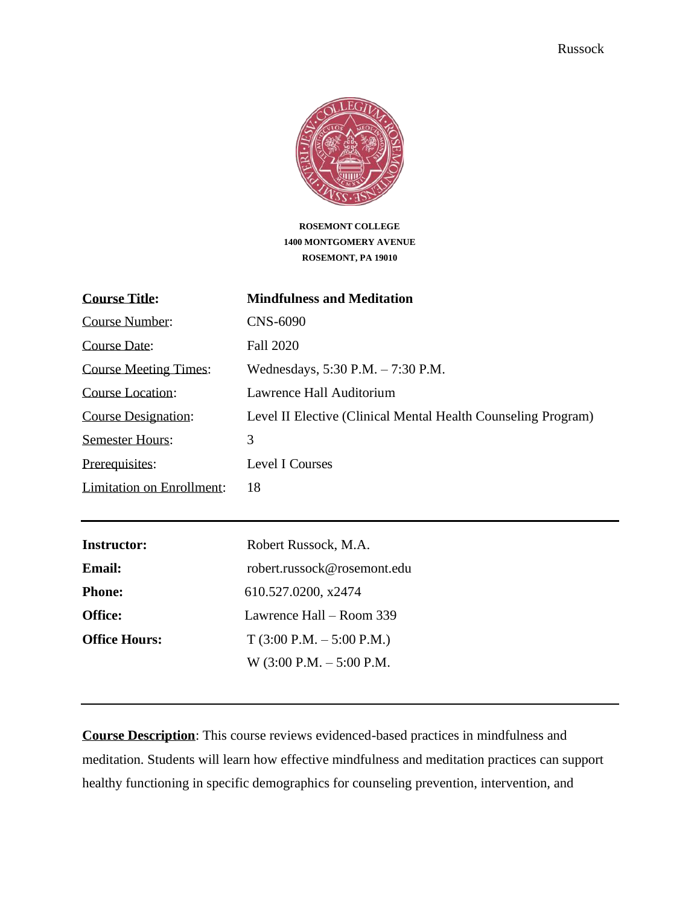**ROSEMONT COLLEGE**
**1400 MONTGOMERY AVENUE**
**ROSEMONT, PA 19010**

| | |
|---|---|
| **Course Title:** | **Mindfulness and Meditation** |
| Course Number: | CNS-6090 |
| Course Date: | Fall 2020 |
| Course Meeting Times: | Wednesdays, 5:30 P.M. – 7:30 P.M. |
| Course Location: | Lawrence Hall Auditorium |
| Course Designation: | Level II Elective (Clinical Mental Health Counseling Program) |
| Semester Hours: | 3 |
| Prerequisites: | Level I Courses |
| Limitation on Enrollment: | 18 |

---

| | |
|---|---|
| **Instructor:** | Robert Russock, M.A. |
| **Email:** | robert.russock@rosemont.edu |
| **Phone:** | 610.527.0200, x2474 |
| **Office:** | Lawrence Hall – Room 339 |
| **Office Hours:** | T (3:00 P.M. – 5:00 P.M.) |
| | W (3:00 P.M. – 5:00 P.M. |

---

**Course Description**: This course reviews evidenced-based practices in mindfulness and meditation. Students will learn how effective mindfulness and meditation practices can support healthy functioning in specific demographics for counseling prevention, intervention, and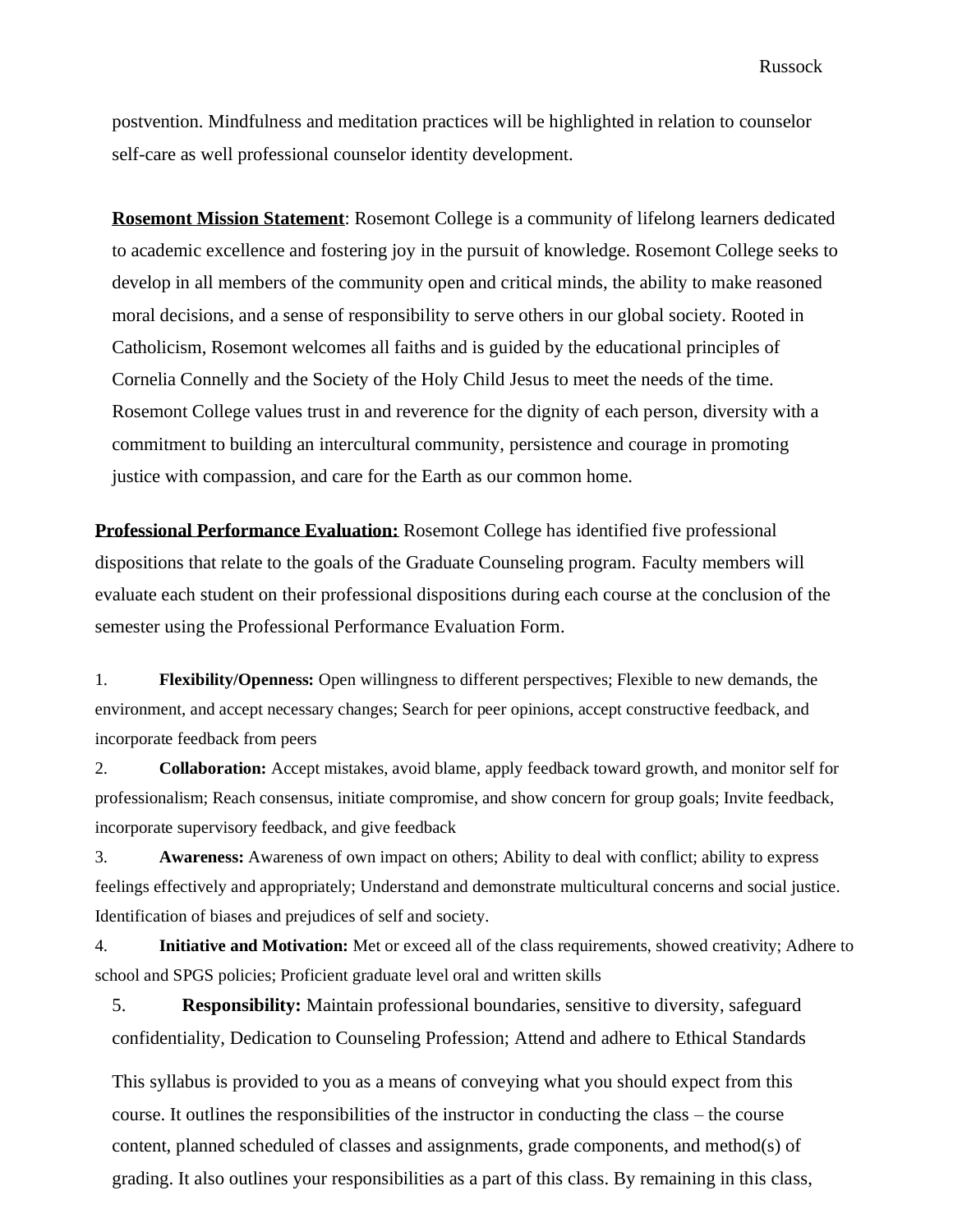postvention. Mindfulness and meditation practices will be highlighted in relation to counselor self-care as well professional counselor identity development.

**Rosemont Mission Statement**: Rosemont College is a community of lifelong learners dedicated to academic excellence and fostering joy in the pursuit of knowledge. Rosemont College seeks to develop in all members of the community open and critical minds, the ability to make reasoned moral decisions, and a sense of responsibility to serve others in our global society. Rooted in Catholicism, Rosemont welcomes all faiths and is guided by the educational principles of Cornelia Connelly and the Society of the Holy Child Jesus to meet the needs of the time. Rosemont College values trust in and reverence for the dignity of each person, diversity with a commitment to building an intercultural community, persistence and courage in promoting justice with compassion, and care for the Earth as our common home.

**Professional Performance Evaluation:** Rosemont College has identified five professional dispositions that relate to the goals of the Graduate Counseling program. Faculty members will evaluate each student on their professional dispositions during each course at the conclusion of the semester using the Professional Performance Evaluation Form.

1. **Flexibility/Openness:** Open willingness to different perspectives; Flexible to new demands, the environment, and accept necessary changes; Search for peer opinions, accept constructive feedback, and incorporate feedback from peers
2. **Collaboration:** Accept mistakes, avoid blame, apply feedback toward growth, and monitor self for professionalism; Reach consensus, initiate compromise, and show concern for group goals; Invite feedback, incorporate supervisory feedback, and give feedback
3. **Awareness:** Awareness of own impact on others; Ability to deal with conflict; ability to express feelings effectively and appropriately; Understand and demonstrate multicultural concerns and social justice. Identification of biases and prejudices of self and society.
4. **Initiative and Motivation:** Met or exceed all of the class requirements, showed creativity; Adhere to school and SPGS policies; Proficient graduate level oral and written skills
5. **Responsibility:** Maintain professional boundaries, sensitive to diversity, safeguard confidentiality, Dedication to Counseling Profession; Attend and adhere to Ethical Standards

This syllabus is provided to you as a means of conveying what you should expect from this course. It outlines the responsibilities of the instructor in conducting the class – the course content, planned scheduled of classes and assignments, grade components, and method(s) of grading. It also outlines your responsibilities as a part of this class. By remaining in this class,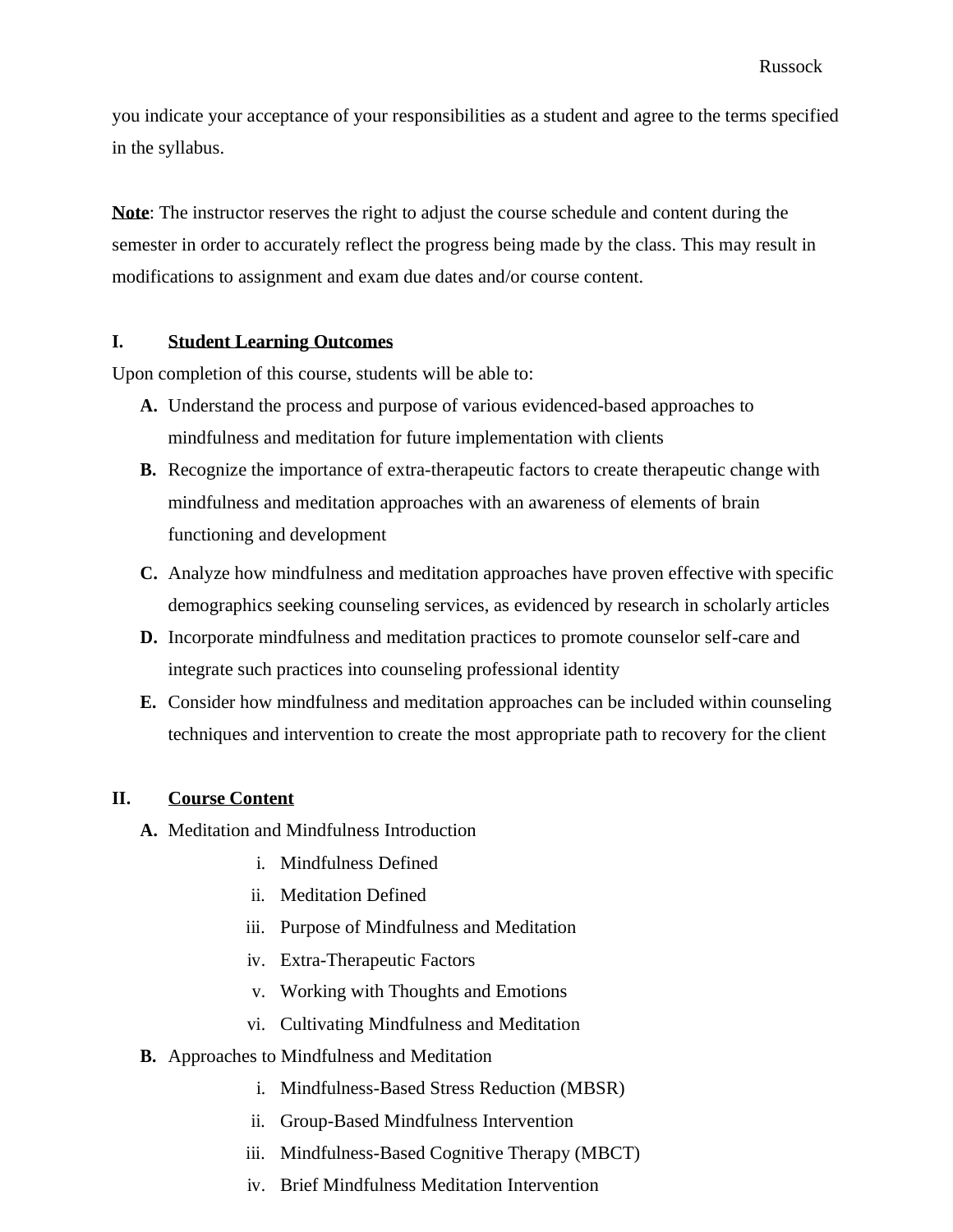you indicate your acceptance of your responsibilities as a student and agree to the terms specified in the syllabus.

**Note**: The instructor reserves the right to adjust the course schedule and content during the semester in order to accurately reflect the progress being made by the class. This may result in modifications to assignment and exam due dates and/or course content.

## I. Student Learning Outcomes

Upon completion of this course, students will be able to:

- **A.** Understand the process and purpose of various evidenced-based approaches to mindfulness and meditation for future implementation with clients
- **B.** Recognize the importance of extra-therapeutic factors to create therapeutic change with mindfulness and meditation approaches with an awareness of elements of brain functioning and development
- **C.** Analyze how mindfulness and meditation approaches have proven effective with specific demographics seeking counseling services, as evidenced by research in scholarly articles
- **D.** Incorporate mindfulness and meditation practices to promote counselor self-care and integrate such practices into counseling professional identity
- **E.** Consider how mindfulness and meditation approaches can be included within counseling techniques and intervention to create the most appropriate path to recovery for the client

## II. Course Content

- **A.** Meditation and Mindfulness Introduction
  - i. Mindfulness Defined
  - ii. Meditation Defined
  - iii. Purpose of Mindfulness and Meditation
  - iv. Extra-Therapeutic Factors
  - v. Working with Thoughts and Emotions
  - vi. Cultivating Mindfulness and Meditation
- **B.** Approaches to Mindfulness and Meditation
  - i. Mindfulness-Based Stress Reduction (MBSR)
  - ii. Group-Based Mindfulness Intervention
  - iii. Mindfulness-Based Cognitive Therapy (MBCT)
  - iv. Brief Mindfulness Meditation Intervention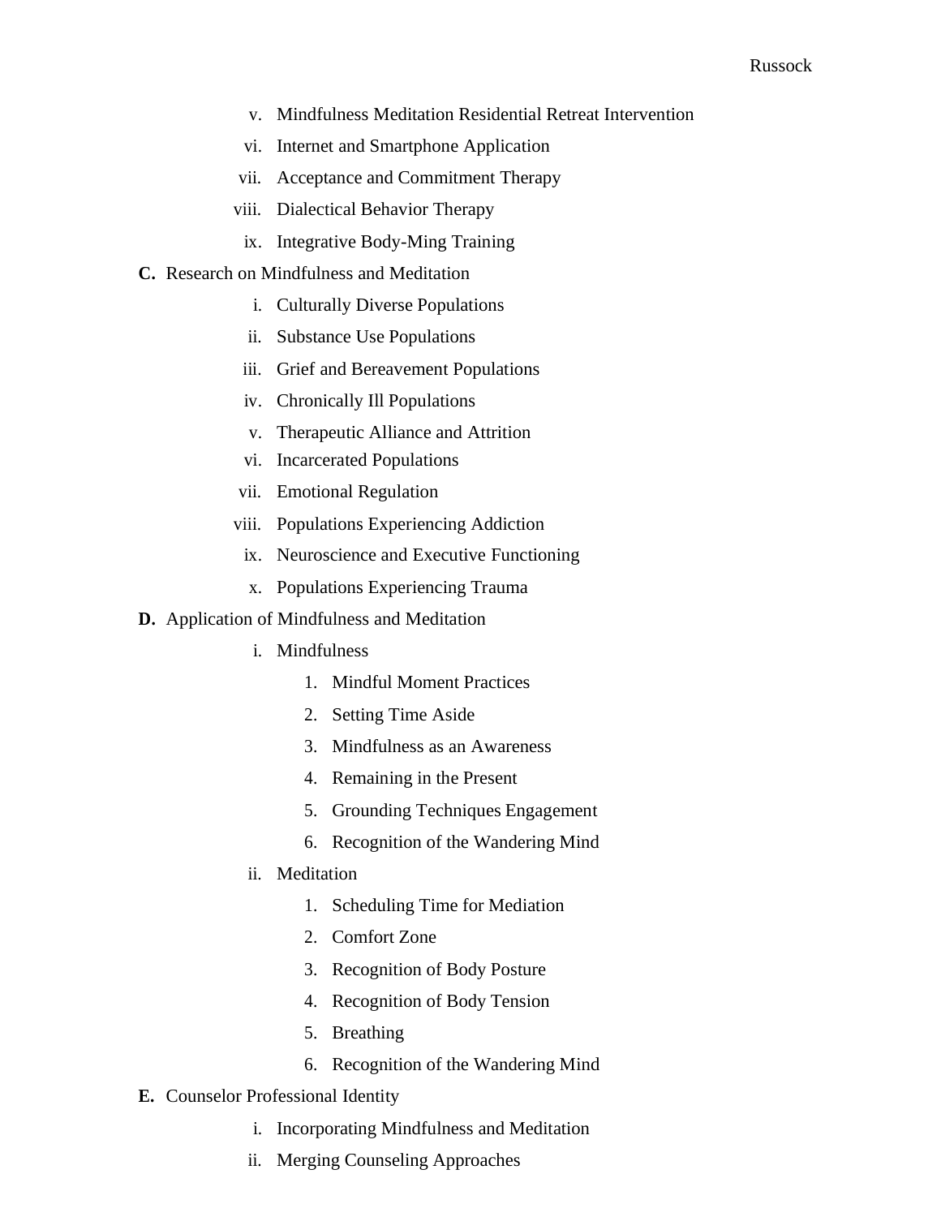v. Mindfulness Meditation Residential Retreat Intervention

vi. Internet and Smartphone Application

vii. Acceptance and Commitment Therapy

viii. Dialectical Behavior Therapy

ix. Integrative Body-Ming Training

**C.** Research on Mindfulness and Meditation

i. Culturally Diverse Populations

ii. Substance Use Populations

iii. Grief and Bereavement Populations

iv. Chronically Ill Populations

v. Therapeutic Alliance and Attrition

vi. Incarcerated Populations

vii. Emotional Regulation

viii. Populations Experiencing Addiction

ix. Neuroscience and Executive Functioning

x. Populations Experiencing Trauma

**D.** Application of Mindfulness and Meditation

i. Mindfulness

1. Mindful Moment Practices
2. Setting Time Aside
3. Mindfulness as an Awareness
4. Remaining in the Present
5. Grounding Techniques Engagement
6. Recognition of the Wandering Mind

ii. Meditation

1. Scheduling Time for Mediation
2. Comfort Zone
3. Recognition of Body Posture
4. Recognition of Body Tension
5. Breathing
6. Recognition of the Wandering Mind

**E.** Counselor Professional Identity

i. Incorporating Mindfulness and Meditation

ii. Merging Counseling Approaches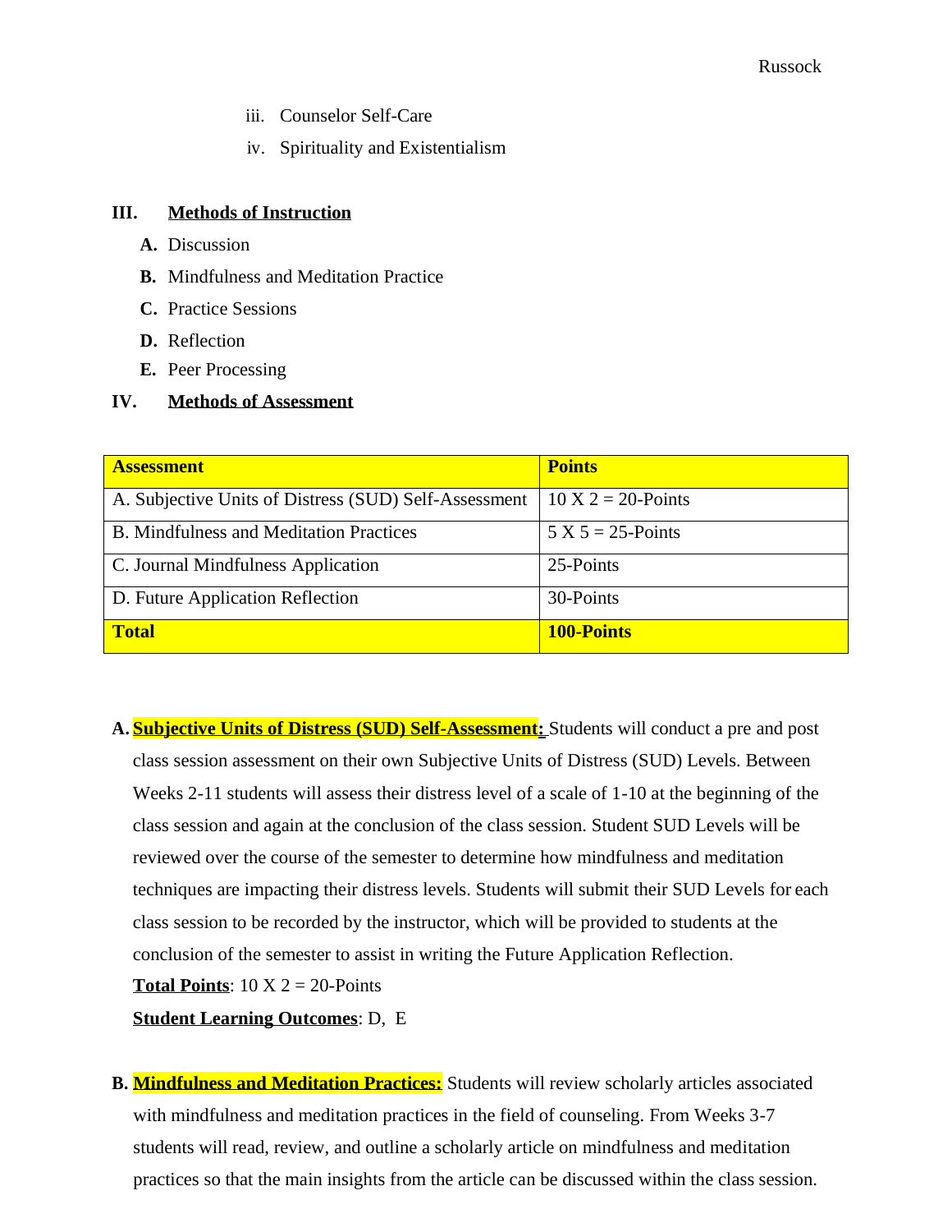iii. Counselor Self-Care
   iv. Spirituality and Existentialism

## III. Methods of Instruction

- **A.** Discussion
- **B.** Mindfulness and Meditation Practice
- **C.** Practice Sessions
- **D.** Reflection
- **E.** Peer Processing

## IV. Methods of Assessment

| Assessment | Points |
|---|---|
| A. Subjective Units of Distress (SUD) Self-Assessment | 10 X 2 = 20-Points |
| B. Mindfulness and Meditation Practices | 5 X 5 = 25-Points |
| C. Journal Mindfulness Application | 25-Points |
| D. Future Application Reflection | 30-Points |
| **Total** | **100-Points** |

**A. Subjective Units of Distress (SUD) Self-Assessment:** Students will conduct a pre and post class session assessment on their own Subjective Units of Distress (SUD) Levels. Between Weeks 2-11 students will assess their distress level of a scale of 1-10 at the beginning of the class session and again at the conclusion of the class session. Student SUD Levels will be reviewed over the course of the semester to determine how mindfulness and meditation techniques are impacting their distress levels. Students will submit their SUD Levels for each class session to be recorded by the instructor, which will be provided to students at the conclusion of the semester to assist in writing the Future Application Reflection.

**Total Points**: 10 X 2 = 20-Points

**Student Learning Outcomes**: D, E

**B. Mindfulness and Meditation Practices:** Students will review scholarly articles associated with mindfulness and meditation practices in the field of counseling. From Weeks 3-7 students will read, review, and outline a scholarly article on mindfulness and meditation practices so that the main insights from the article can be discussed within the class session.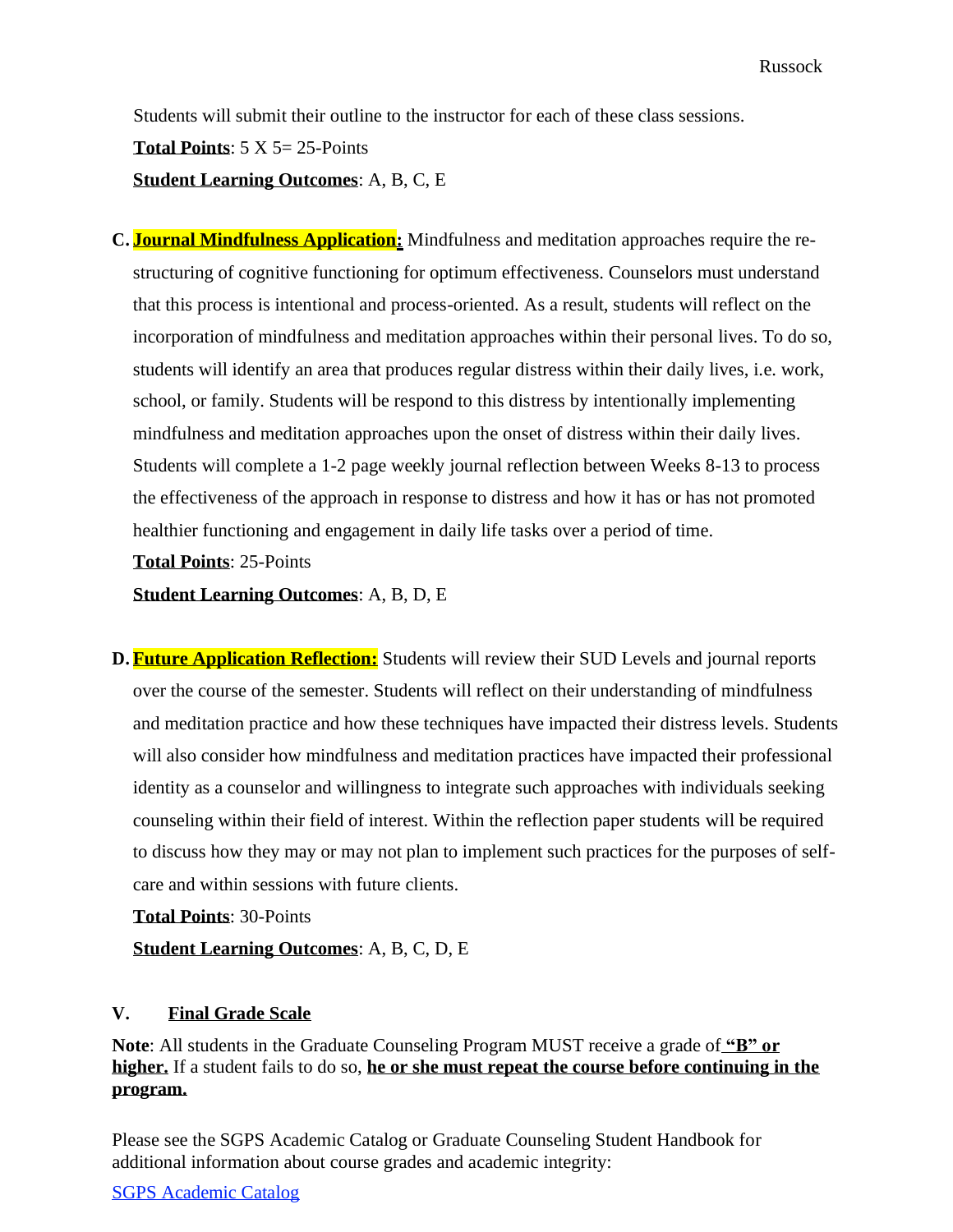Students will submit their outline to the instructor for each of these class sessions.

**Total Points**: 5 X 5= 25-Points

**Student Learning Outcomes**: A, B, C, E

**C. Journal Mindfulness Application:** Mindfulness and meditation approaches require the re-structuring of cognitive functioning for optimum effectiveness. Counselors must understand that this process is intentional and process-oriented. As a result, students will reflect on the incorporation of mindfulness and meditation approaches within their personal lives. To do so, students will identify an area that produces regular distress within their daily lives, i.e. work, school, or family. Students will be respond to this distress by intentionally implementing mindfulness and meditation approaches upon the onset of distress within their daily lives. Students will complete a 1-2 page weekly journal reflection between Weeks 8-13 to process the effectiveness of the approach in response to distress and how it has or has not promoted healthier functioning and engagement in daily life tasks over a period of time.

**Total Points**: 25-Points

**Student Learning Outcomes**: A, B, D, E

**D. Future Application Reflection:** Students will review their SUD Levels and journal reports over the course of the semester. Students will reflect on their understanding of mindfulness and meditation practice and how these techniques have impacted their distress levels. Students will also consider how mindfulness and meditation practices have impacted their professional identity as a counselor and willingness to integrate such approaches with individuals seeking counseling within their field of interest. Within the reflection paper students will be required to discuss how they may or may not plan to implement such practices for the purposes of self-care and within sessions with future clients.

**Total Points**: 30-Points

**Student Learning Outcomes**: A, B, C, D, E

## V. Final Grade Scale

**Note**: All students in the Graduate Counseling Program MUST receive a grade of **"B" or higher.** If a student fails to do so, **he or she must repeat the course before continuing in the program.**

Please see the SGPS Academic Catalog or Graduate Counseling Student Handbook for additional information about course grades and academic integrity:

SGPS Academic Catalog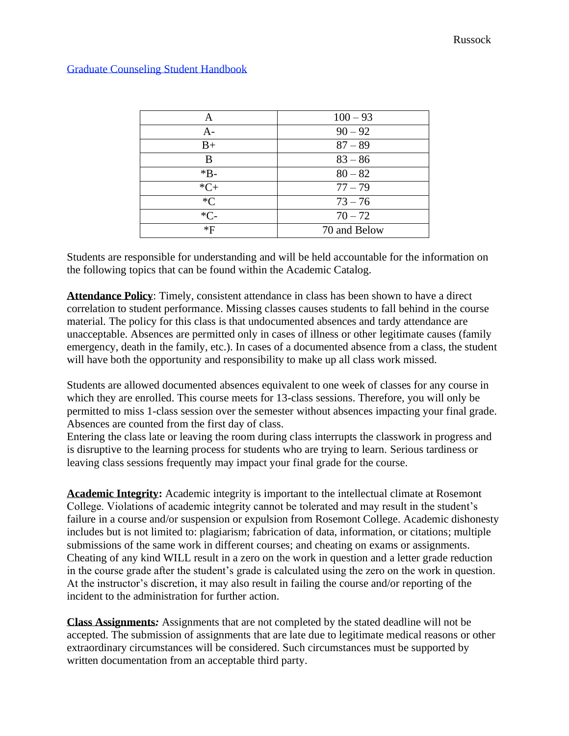[Graduate Counseling Student Handbook]

| A | 100 – 93 |
| --- | --- |
| A- | 90 – 92 |
| B+ | 87 – 89 |
| B | 83 – 86 |
| *B- | 80 – 82 |
| *C+ | 77 – 79 |
| *C | 73 – 76 |
| *C- | 70 – 72 |
| *F | 70 and Below |

Students are responsible for understanding and will be held accountable for the information on the following topics that can be found within the Academic Catalog.

**Attendance Policy**: Timely, consistent attendance in class has been shown to have a direct correlation to student performance. Missing classes causes students to fall behind in the course material. The policy for this class is that undocumented absences and tardy attendance are unacceptable. Absences are permitted only in cases of illness or other legitimate causes (family emergency, death in the family, etc.). In cases of a documented absence from a class, the student will have both the opportunity and responsibility to make up all class work missed.

Students are allowed documented absences equivalent to one week of classes for any course in which they are enrolled. This course meets for 13-class sessions. Therefore, you will only be permitted to miss 1-class session over the semester without absences impacting your final grade. Absences are counted from the first day of class.
Entering the class late or leaving the room during class interrupts the classwork in progress and is disruptive to the learning process for students who are trying to learn. Serious tardiness or leaving class sessions frequently may impact your final grade for the course.

**Academic Integrity:** Academic integrity is important to the intellectual climate at Rosemont College. Violations of academic integrity cannot be tolerated and may result in the student's failure in a course and/or suspension or expulsion from Rosemont College. Academic dishonesty includes but is not limited to: plagiarism; fabrication of data, information, or citations; multiple submissions of the same work in different courses; and cheating on exams or assignments. Cheating of any kind WILL result in a zero on the work in question and a letter grade reduction in the course grade after the student's grade is calculated using the zero on the work in question. At the instructor's discretion, it may also result in failing the course and/or reporting of the incident to the administration for further action.

**Class Assignments*:*** Assignments that are not completed by the stated deadline will not be accepted. The submission of assignments that are late due to legitimate medical reasons or other extraordinary circumstances will be considered. Such circumstances must be supported by written documentation from an acceptable third party.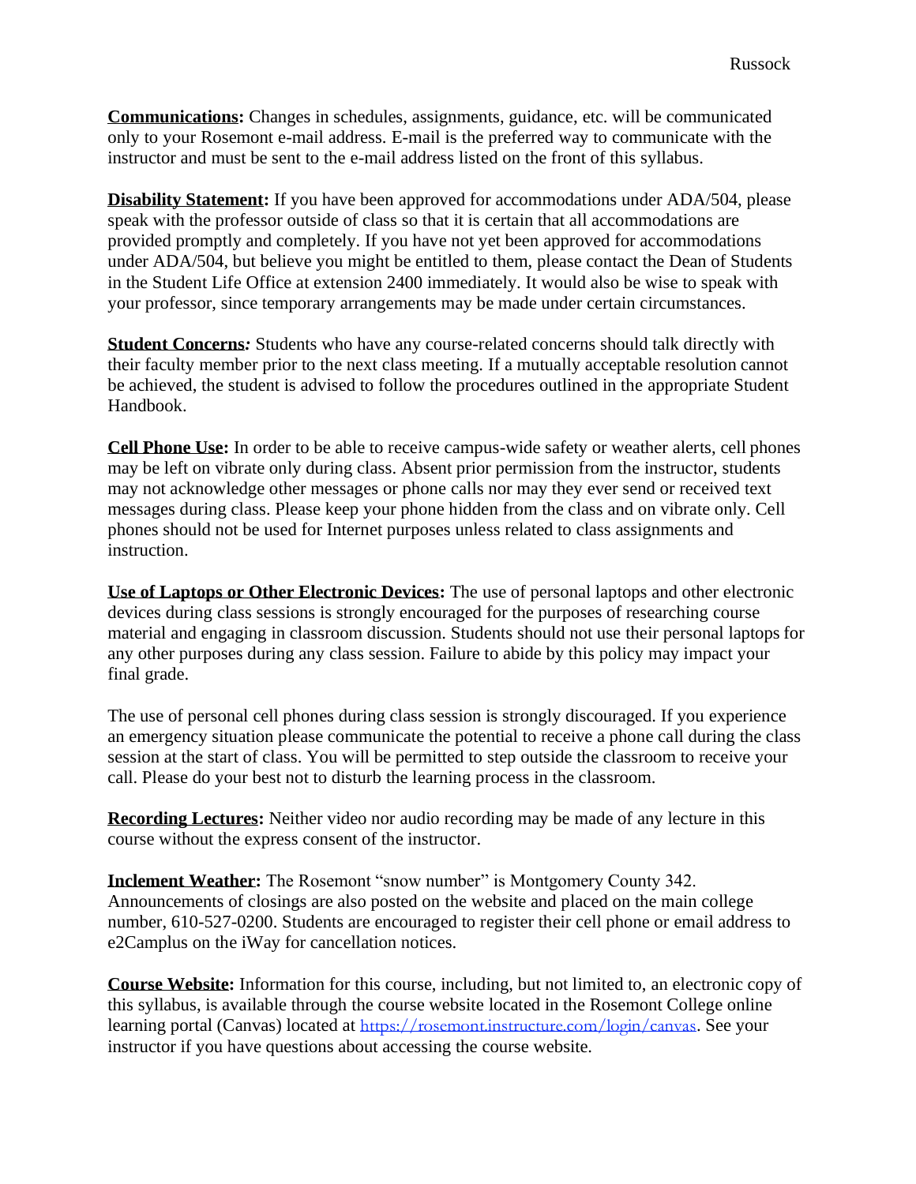**Communications:** Changes in schedules, assignments, guidance, etc. will be communicated only to your Rosemont e-mail address. E-mail is the preferred way to communicate with the instructor and must be sent to the e-mail address listed on the front of this syllabus.

**Disability Statement:** If you have been approved for accommodations under ADA/504, please speak with the professor outside of class so that it is certain that all accommodations are provided promptly and completely. If you have not yet been approved for accommodations under ADA/504, but believe you might be entitled to them, please contact the Dean of Students in the Student Life Office at extension 2400 immediately. It would also be wise to speak with your professor, since temporary arrangements may be made under certain circumstances.

**Student Concerns***:* Students who have any course-related concerns should talk directly with their faculty member prior to the next class meeting. If a mutually acceptable resolution cannot be achieved, the student is advised to follow the procedures outlined in the appropriate Student Handbook.

**Cell Phone Use:** In order to be able to receive campus-wide safety or weather alerts, cell phones may be left on vibrate only during class. Absent prior permission from the instructor, students may not acknowledge other messages or phone calls nor may they ever send or received text messages during class. Please keep your phone hidden from the class and on vibrate only. Cell phones should not be used for Internet purposes unless related to class assignments and instruction.

**Use of Laptops or Other Electronic Devices:** The use of personal laptops and other electronic devices during class sessions is strongly encouraged for the purposes of researching course material and engaging in classroom discussion. Students should not use their personal laptops for any other purposes during any class session. Failure to abide by this policy may impact your final grade.

The use of personal cell phones during class session is strongly discouraged. If you experience an emergency situation please communicate the potential to receive a phone call during the class session at the start of class. You will be permitted to step outside the classroom to receive your call. Please do your best not to disturb the learning process in the classroom.

**Recording Lectures:** Neither video nor audio recording may be made of any lecture in this course without the express consent of the instructor.

**Inclement Weather:** The Rosemont "snow number" is Montgomery County 342. Announcements of closings are also posted on the website and placed on the main college number, 610-527-0200. Students are encouraged to register their cell phone or email address to e2Camplus on the iWay for cancellation notices.

**Course Website:** Information for this course, including, but not limited to, an electronic copy of this syllabus, is available through the course website located in the Rosemont College online learning portal (Canvas) located at https://rosemont.instructure.com/login/canvas. See your instructor if you have questions about accessing the course website.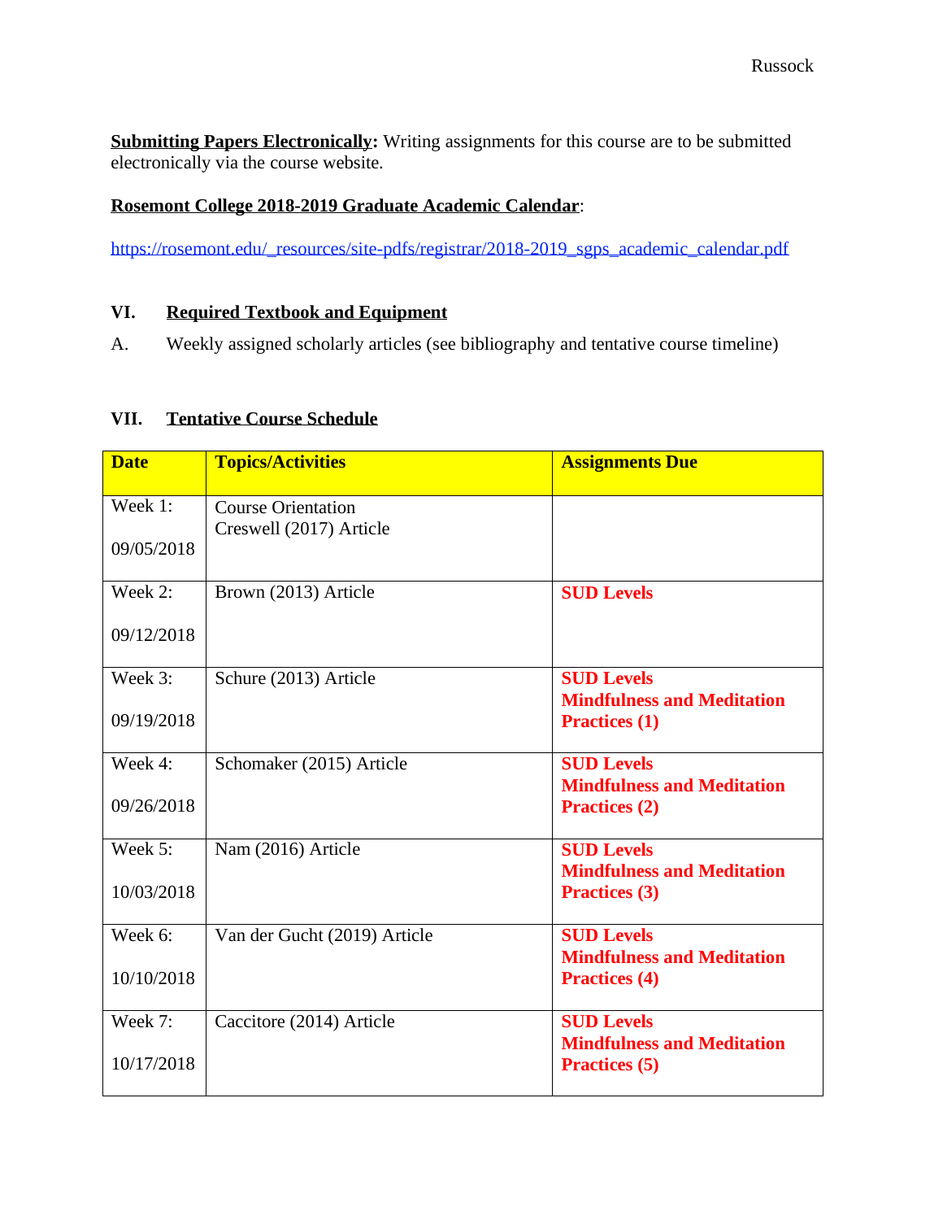**Submitting Papers Electronically:** Writing assignments for this course are to be submitted electronically via the course website.

**Rosemont College 2018-2019 Graduate Academic Calendar**:

https://rosemont.edu/_resources/site-pdfs/registrar/2018-2019_sgps_academic_calendar.pdf

## VI. Required Textbook and Equipment

A. Weekly assigned scholarly articles (see bibliography and tentative course timeline)

## VII. Tentative Course Schedule

| Date | Topics/Activities | Assignments Due |
|---|---|---|
| Week 1: 09/05/2018 | Course Orientation<br>Creswell (2017) Article | |
| Week 2: 09/12/2018 | Brown (2013) Article | **SUD Levels** |
| Week 3: 09/19/2018 | Schure (2013) Article | **SUD Levels**<br>**Mindfulness and Meditation Practices (1)** |
| Week 4: 09/26/2018 | Schomaker (2015) Article | **SUD Levels**<br>**Mindfulness and Meditation Practices (2)** |
| Week 5: 10/03/2018 | Nam (2016) Article | **SUD Levels**<br>**Mindfulness and Meditation Practices (3)** |
| Week 6: 10/10/2018 | Van der Gucht (2019) Article | **SUD Levels**<br>**Mindfulness and Meditation Practices (4)** |
| Week 7: 10/17/2018 | Caccitore (2014) Article | **SUD Levels**<br>**Mindfulness and Meditation Practices (5)** |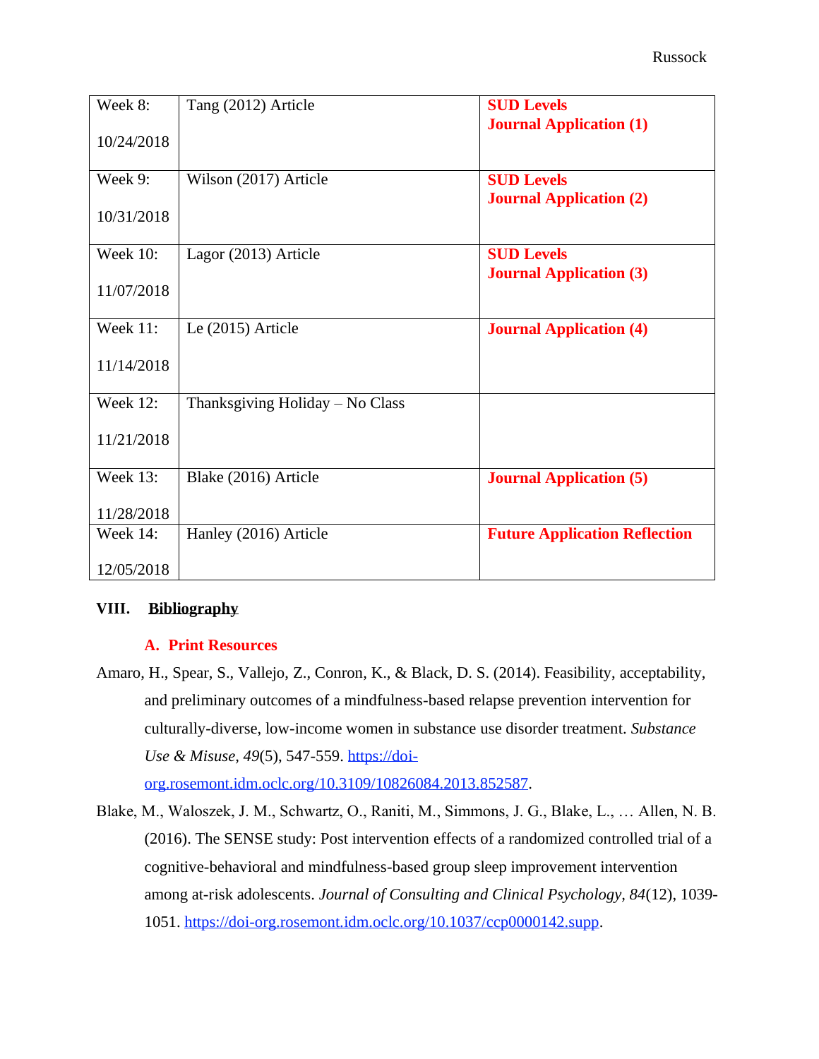| Week 8:<br><br>10/24/2018 | Tang (2012) Article | **SUD Levels**<br>**Journal Application (1)** |
|---|---|---|
| Week 9:<br><br>10/31/2018 | Wilson (2017) Article | **SUD Levels**<br>**Journal Application (2)** |
| Week 10:<br><br>11/07/2018 | Lagor (2013) Article | **SUD Levels**<br>**Journal Application (3)** |
| Week 11:<br><br>11/14/2018 | Le (2015) Article | **Journal Application (4)** |
| Week 12:<br><br>11/21/2018 | Thanksgiving Holiday – No Class | |
| Week 13:<br><br>11/28/2018 | Blake (2016) Article | **Journal Application (5)** |
| Week 14:<br><br>12/05/2018 | Hanley (2016) Article | **Future Application Reflection** |

## VIII. Bibliography

### A. Print Resources

Amaro, H., Spear, S., Vallejo, Z., Conron, K., & Black, D. S. (2014). Feasibility, acceptability, and preliminary outcomes of a mindfulness-based relapse prevention intervention for culturally-diverse, low-income women in substance use disorder treatment. *Substance Use & Misuse, 49*(5), 547-559. https://doi-org.rosemont.idm.oclc.org/10.3109/10826084.2013.852587.

Blake, M., Waloszek, J. M., Schwartz, O., Raniti, M., Simmons, J. G., Blake, L., … Allen, N. B. (2016). The SENSE study: Post intervention effects of a randomized controlled trial of a cognitive-behavioral and mindfulness-based group sleep improvement intervention among at-risk adolescents. *Journal of Consulting and Clinical Psychology, 84*(12), 1039-1051. https://doi-org.rosemont.idm.oclc.org/10.1037/ccp0000142.supp.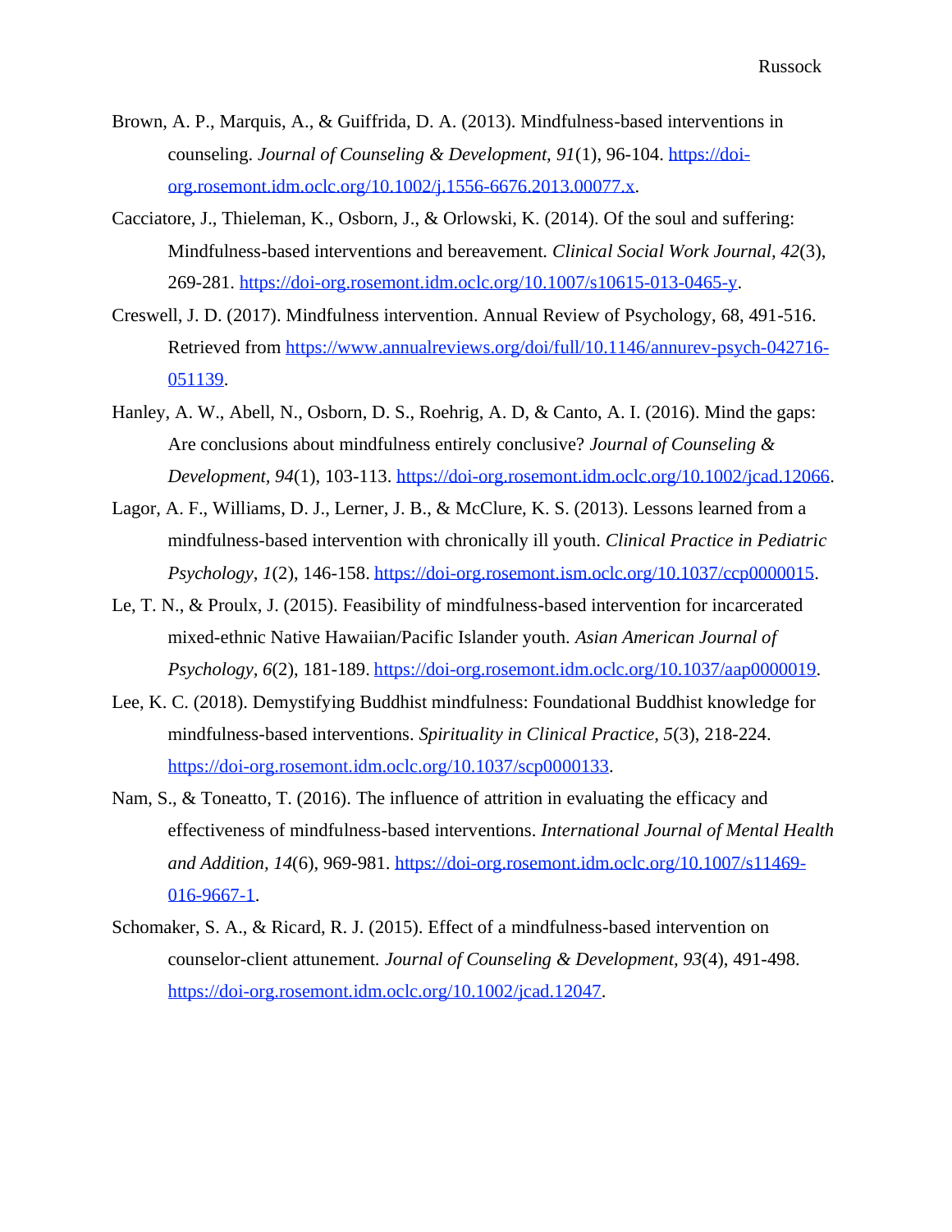Brown, A. P., Marquis, A., & Guiffrida, D. A. (2013). Mindfulness-based interventions in counseling. *Journal of Counseling & Development, 91*(1), 96-104. https://doi-org.rosemont.idm.oclc.org/10.1002/j.1556-6676.2013.00077.x.

Cacciatore, J., Thieleman, K., Osborn, J., & Orlowski, K. (2014). Of the soul and suffering: Mindfulness-based interventions and bereavement. *Clinical Social Work Journal, 42*(3), 269-281. https://doi-org.rosemont.idm.oclc.org/10.1007/s10615-013-0465-y.

Creswell, J. D. (2017). Mindfulness intervention. Annual Review of Psychology, 68, 491-516. Retrieved from https://www.annualreviews.org/doi/full/10.1146/annurev-psych-042716-051139.

Hanley, A. W., Abell, N., Osborn, D. S., Roehrig, A. D, & Canto, A. I. (2016). Mind the gaps: Are conclusions about mindfulness entirely conclusive? *Journal of Counseling & Development, 94*(1), 103-113. https://doi-org.rosemont.idm.oclc.org/10.1002/jcad.12066.

Lagor, A. F., Williams, D. J., Lerner, J. B., & McClure, K. S. (2013). Lessons learned from a mindfulness-based intervention with chronically ill youth. *Clinical Practice in Pediatric Psychology, 1*(2), 146-158. https://doi-org.rosemont.ism.oclc.org/10.1037/ccp0000015.

Le, T. N., & Proulx, J. (2015). Feasibility of mindfulness-based intervention for incarcerated mixed-ethnic Native Hawaiian/Pacific Islander youth. *Asian American Journal of Psychology, 6*(2), 181-189. https://doi-org.rosemont.idm.oclc.org/10.1037/aap0000019.

Lee, K. C. (2018). Demystifying Buddhist mindfulness: Foundational Buddhist knowledge for mindfulness-based interventions. *Spirituality in Clinical Practice, 5*(3), 218-224. https://doi-org.rosemont.idm.oclc.org/10.1037/scp0000133.

Nam, S., & Toneatto, T. (2016). The influence of attrition in evaluating the efficacy and effectiveness of mindfulness-based interventions. *International Journal of Mental Health and Addition, 14*(6), 969-981. https://doi-org.rosemont.idm.oclc.org/10.1007/s11469-016-9667-1.

Schomaker, S. A., & Ricard, R. J. (2015). Effect of a mindfulness-based intervention on counselor-client attunement. *Journal of Counseling & Development, 93*(4), 491-498. https://doi-org.rosemont.idm.oclc.org/10.1002/jcad.12047.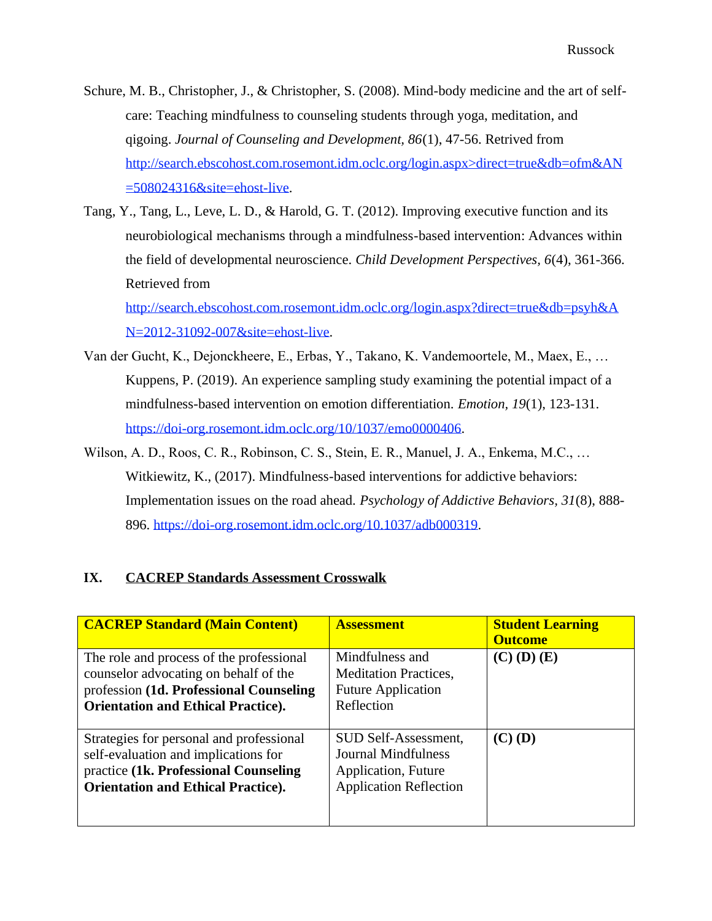Schure, M. B., Christopher, J., & Christopher, S. (2008). Mind-body medicine and the art of self-care: Teaching mindfulness to counseling students through yoga, meditation, and qigoing. *Journal of Counseling and Development, 86*(1), 47-56. Retrived from http://search.ebscohost.com.rosemont.idm.oclc.org/login.aspx>direct=true&db=ofm&AN=508024316&site=ehost-live.

Tang, Y., Tang, L., Leve, L. D., & Harold, G. T. (2012). Improving executive function and its neurobiological mechanisms through a mindfulness-based intervention: Advances within the field of developmental neuroscience. *Child Development Perspectives, 6*(4), 361-366. Retrieved from http://search.ebscohost.com.rosemont.idm.oclc.org/login.aspx?direct=true&db=psyh&AN=2012-31092-007&site=ehost-live.

Van der Gucht, K., Dejonckheere, E., Erbas, Y., Takano, K. Vandemoortele, M., Maex, E., … Kuppens, P. (2019). An experience sampling study examining the potential impact of a mindfulness-based intervention on emotion differentiation. *Emotion, 19*(1), 123-131. https://doi-org.rosemont.idm.oclc.org/10/1037/emo0000406.

Wilson, A. D., Roos, C. R., Robinson, C. S., Stein, E. R., Manuel, J. A., Enkema, M.C., … Witkiewitz, K., (2017). Mindfulness-based interventions for addictive behaviors: Implementation issues on the road ahead. *Psychology of Addictive Behaviors, 31*(8), 888-896. https://doi-org.rosemont.idm.oclc.org/10.1037/adb000319.

## IX. CACREP Standards Assessment Crosswalk

| **CACREP Standard (Main Content)** | **Assessment** | **Student Learning Outcome** |
|---|---|---|
| The role and process of the professional counselor advocating on behalf of the profession **(1d. Professional Counseling Orientation and Ethical Practice).** | Mindfulness and Meditation Practices, Future Application Reflection | **(C) (D) (E)** |
| Strategies for personal and professional self-evaluation and implications for practice **(1k. Professional Counseling Orientation and Ethical Practice).** | SUD Self-Assessment, Journal Mindfulness Application, Future Application Reflection | **(C) (D)** |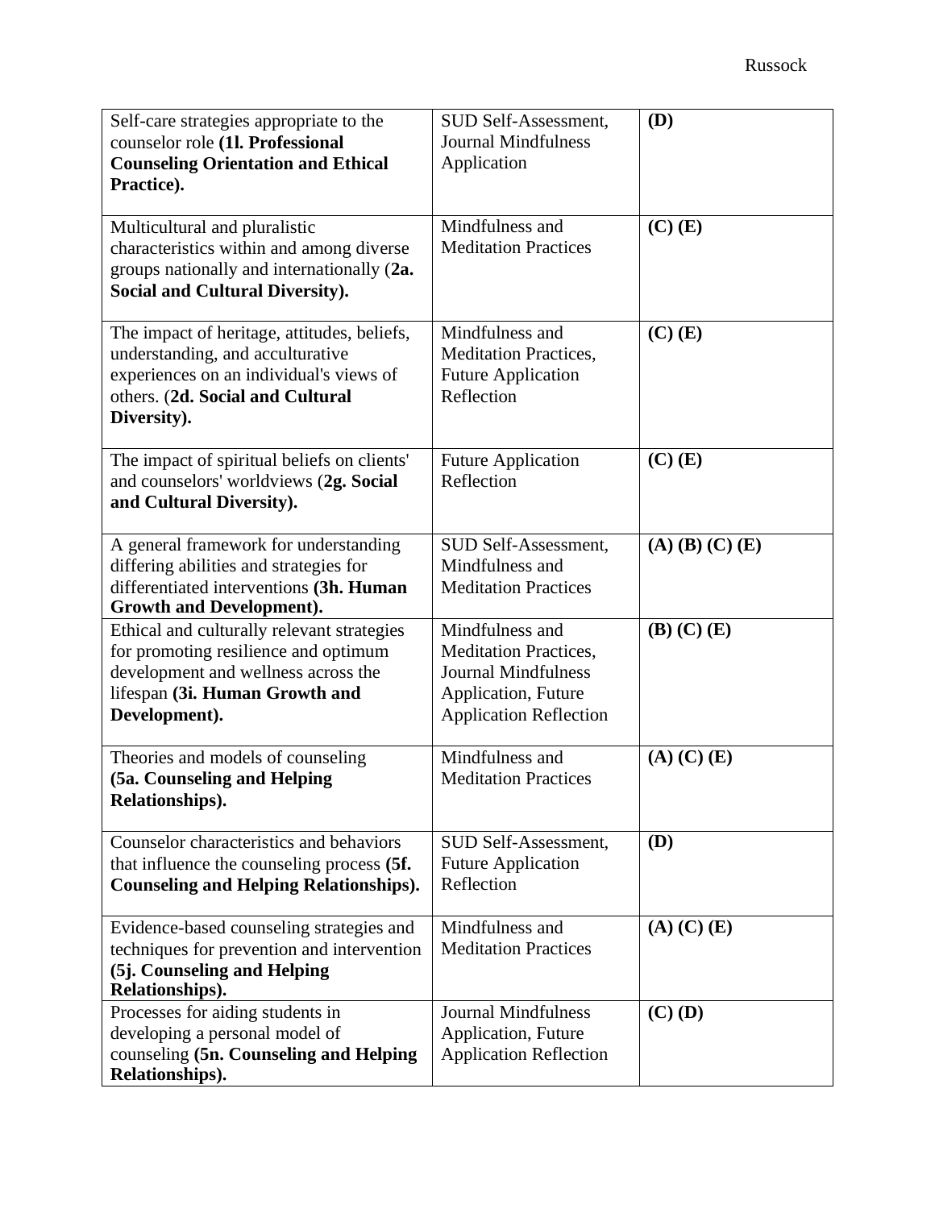| | | |
|---|---|---|
| Self-care strategies appropriate to the counselor role **(1l. Professional Counseling Orientation and Ethical Practice).** | SUD Self-Assessment, Journal Mindfulness Application | **(D)** |
| Multicultural and pluralistic characteristics within and among diverse groups nationally and internationally (**2a. Social and Cultural Diversity).** | Mindfulness and Meditation Practices | **(C) (E)** |
| The impact of heritage, attitudes, beliefs, understanding, and acculturative experiences on an individual's views of others. (**2d. Social and Cultural Diversity).** | Mindfulness and Meditation Practices, Future Application Reflection | **(C) (E)** |
| The impact of spiritual beliefs on clients' and counselors' worldviews (**2g. Social and Cultural Diversity).** | Future Application Reflection | **(C) (E)** |
| A general framework for understanding differing abilities and strategies for differentiated interventions **(3h. Human Growth and Development).** | SUD Self-Assessment, Mindfulness and Meditation Practices | **(A) (B) (C) (E)** |
| Ethical and culturally relevant strategies for promoting resilience and optimum development and wellness across the lifespan **(3i. Human Growth and Development).** | Mindfulness and Meditation Practices, Journal Mindfulness Application, Future Application Reflection | **(B) (C) (E)** |
| Theories and models of counseling **(5a. Counseling and Helping Relationships).** | Mindfulness and Meditation Practices | **(A) (C) (E)** |
| Counselor characteristics and behaviors that influence the counseling process **(5f. Counseling and Helping Relationships).** | SUD Self-Assessment, Future Application Reflection | **(D)** |
| Evidence-based counseling strategies and techniques for prevention and intervention **(5j. Counseling and Helping Relationships).** | Mindfulness and Meditation Practices | **(A) (C) (E)** |
| Processes for aiding students in developing a personal model of counseling **(5n. Counseling and Helping Relationships).** | Journal Mindfulness Application, Future Application Reflection | **(C) (D)** |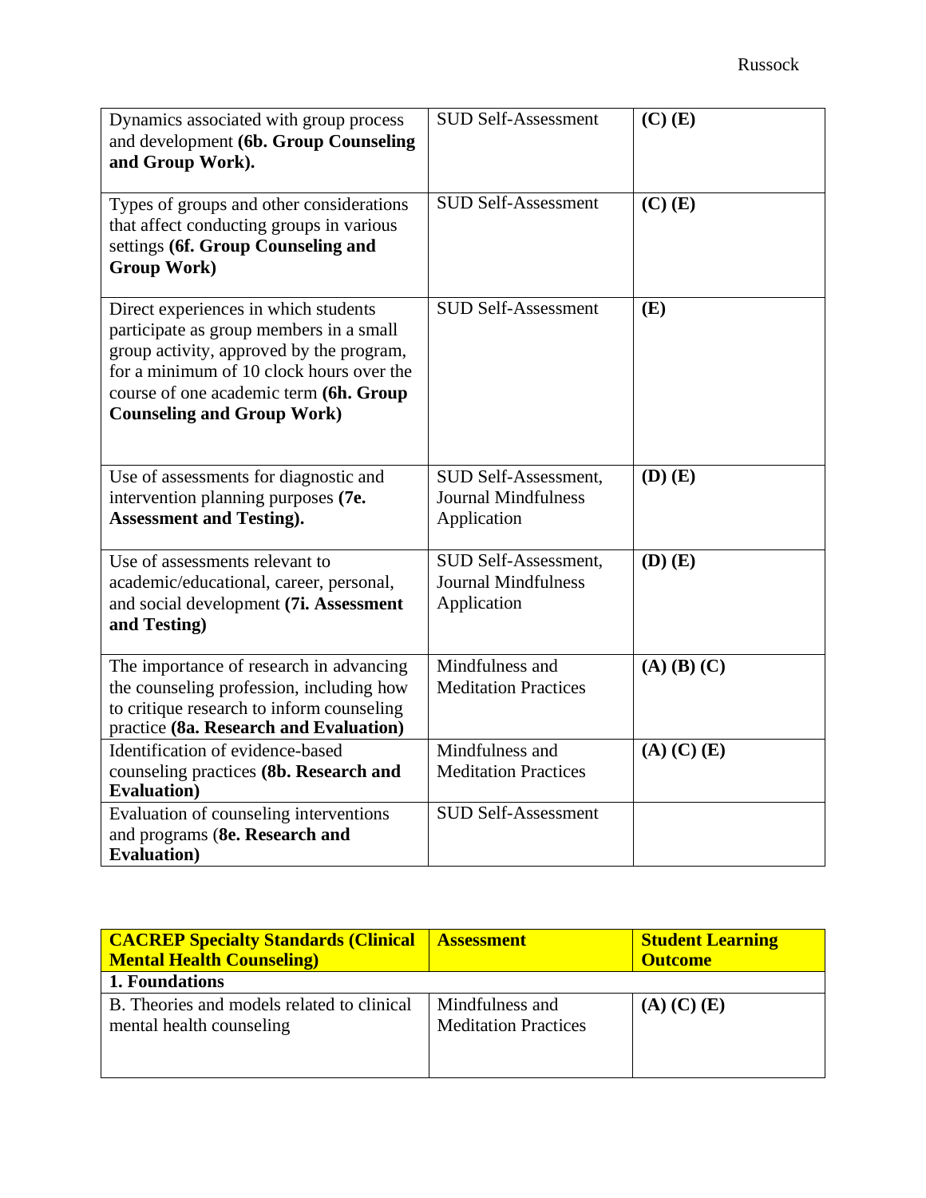| | | |
|---|---|---|
| Dynamics associated with group process and development **(6b. Group Counseling and Group Work).** | SUD Self-Assessment | **(C) (E)** |
| Types of groups and other considerations that affect conducting groups in various settings **(6f. Group Counseling and Group Work)** | SUD Self-Assessment | **(C) (E)** |
| Direct experiences in which students participate as group members in a small group activity, approved by the program, for a minimum of 10 clock hours over the course of one academic term **(6h. Group Counseling and Group Work)** | SUD Self-Assessment | **(E)** |
| Use of assessments for diagnostic and intervention planning purposes **(7e. Assessment and Testing).** | SUD Self-Assessment, Journal Mindfulness Application | **(D) (E)** |
| Use of assessments relevant to academic/educational, career, personal, and social development **(7i. Assessment and Testing)** | SUD Self-Assessment, Journal Mindfulness Application | **(D) (E)** |
| The importance of research in advancing the counseling profession, including how to critique research to inform counseling practice **(8a. Research and Evaluation)** | Mindfulness and Meditation Practices | **(A) (B) (C)** |
| Identification of evidence-based counseling practices **(8b. Research and Evaluation)** | Mindfulness and Meditation Practices | **(A) (C) (E)** |
| Evaluation of counseling interventions and programs (**8e. Research and Evaluation)** | SUD Self-Assessment | |

| **CACREP Specialty Standards (Clinical Mental Health Counseling)** | **Assessment** | **Student Learning Outcome** |
|---|---|---|
| **1. Foundations** | | |
| B. Theories and models related to clinical mental health counseling | Mindfulness and Meditation Practices | **(A) (C) (E)** |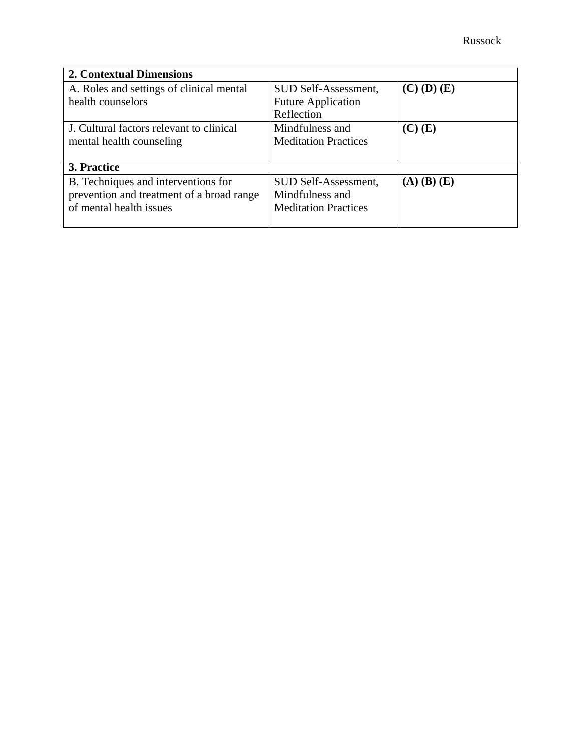| | | |
|---|---|---|
| **2. Contextual Dimensions** | | |
| A. Roles and settings of clinical mental health counselors | SUD Self-Assessment, Future Application Reflection | **(C) (D) (E)** |
| J. Cultural factors relevant to clinical mental health counseling | Mindfulness and Meditation Practices | **(C) (E)** |
| **3. Practice** | | |
| B. Techniques and interventions for prevention and treatment of a broad range of mental health issues | SUD Self-Assessment, Mindfulness and Meditation Practices | **(A) (B) (E)** |